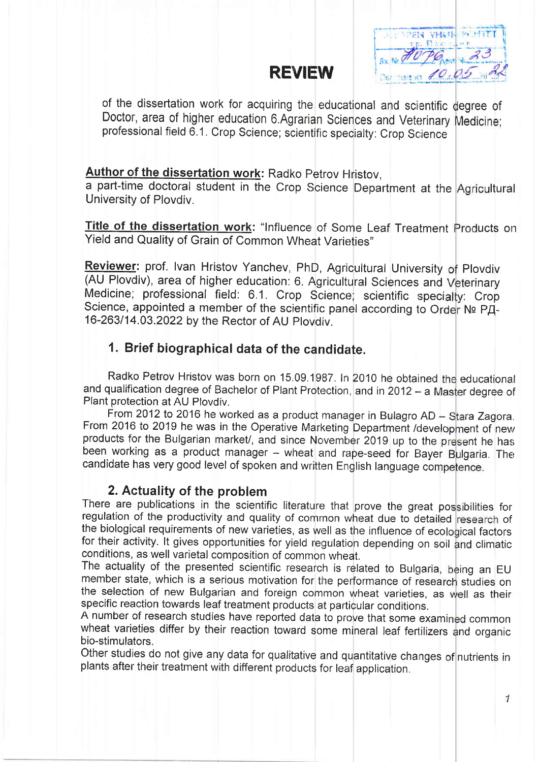# REVIEW

of the dissertation work for acquiring the educational and scientific degree of Doctor, area of higher education 6.Agrarian Sciences and Veterinary Medicine; professional field 6.1. Crop Science; scientific specialty: Crop Science

**Author of the dissertation work:** Radko Petrov Hristov, a part-time doctoral student in the Crop Science Department at the Agricultural University of Plovdiv.

**Title of the dissertation work:** "Influence of Some Leaf Treatment Products on Yield and Quality of Grain of Common Wheat Varieties"

**Reviewer:** prof. Ivan Hristov Yanchev, PhD, Agricultural University of Plovdiv (AU Plovdiv), area of higher education: 6. Agricultural Sciences and Veterinary Medicine; professional field: 6.1. Crop Science; scientific specialty: Crop Science, appointed a member of the scientific panel according to Order № РД-16-263/14.03.2022 by the Rector of AU Plovdiv.

## 1. Brief biographical data of the candidate.

Radko Petrov Hristov was born on 15.09.1987. In 2010 he obtained the educational and qualification degree of Bachelor of Plant Protection, and in 2012 – a Master degree of Plant protection at AU Plovdiv.

From 2012 to 2016 he worked as a product manager in Bulagro AD – Stara Zagora. From 2016 to 2019 he was in the Operative Marketing Department /development of new products for the Bulgarian market/, and since November 2019 up to the present he has been working as a product manager – wheat and rape-seed for Bayer Bulgaria. The candidate has very good level of spoken and written English language competence.

## 2. Actuality of the problem

There are publications in the scientific literature that prove the great possibilities for regulation of the productivity and quality of common wheat due to detailed research of the biological requirements of new varieties, as well as the influence of ecological factors for their activity. It gives opportunities for yield regulation depending on soil and climatic conditions, as well varietal composition of common wheat.

The actuality of the presented scientific research is related to Bulgaria, being an EU member state, which is a serious motivation for the performance of research studies on the selection of new Bulgarian and foreign common wheat varieties, as well as their specific reaction towards leaf treatment products at particular conditions.

A number of research studies have reported data to prove that some examined common wheat varieties differ by their reaction toward some mineral leaf fertilizers and organic bio-stimulators.

Other studies do not give any data for qualitative and quantitative changes of nutrients in plants after their treatment with different products for leaf application.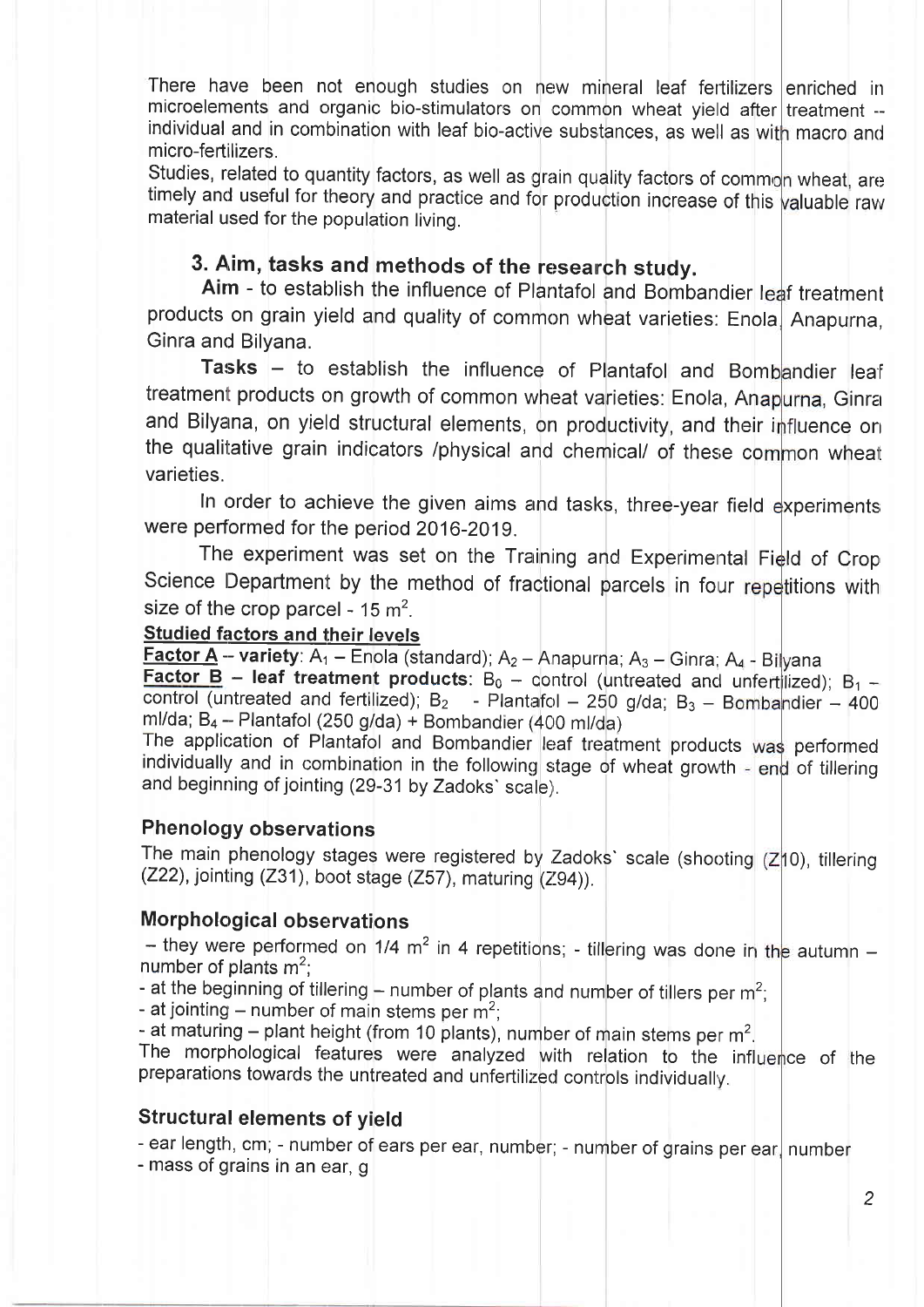There have been not enough studies on new mineral leaf fertilizers enriched in microelements and organic bio-stimulators on common wheat yield after treatment -- individual and in combination with leaf bio-active substances, as well as with macro and micro-fertilizers.

Studies, related to quantity factors, as well as grain quality factors of common wheat, are timely and useful for theory and practice and for production increase of this valuable raw material used for the population living.

## 3. Aim, tasks and methods of the research study.

**Aim** - to establish the influence of Plantafol and Bombandier leaf treatment products on grain yield and quality of common wheat varieties: Enola, Anapurna, Ginra and Bilyana.

**Tasks** – to establish the influence of Plantafol and Bombandier leaf treatment products on growth of common wheat varieties: Enola, Anapurna, Ginra and Bilyana, on yield structural elements, on productivity, and their influence on the qualitative grain indicators /physical and chemical/ of these common wheat varieties.

In order to achieve the given aims and tasks, three-year field experiments were performed for the period 2016-2019.

The experiment was set on the Training and Experimental Field of Crop Science Department by the method of fractional parcels in four repetitions with size of the crop parcel - 15 m$^2$.

**Studied factors and their levels**

**Factor A – variety**: $A_1$ – Enola (standard); $A_2$ – Anapurna; $A_3$ – Ginra; $A_4$ - Bilyana

**Factor B – leaf treatment products**: $B_0$ – control (untreated and unfertilized); $B_1$ – control (untreated and fertilized); $B_2$ - Plantafol – 250 g/da; $B_3$ – Bombandier – 400 ml/da; $B_4$ – Plantafol (250 g/da) + Bombandier (400 ml/da)

The application of Plantafol and Bombandier leaf treatment products was performed individually and in combination in the following stage of wheat growth - end of tillering and beginning of jointing (29-31 by Zadoks` scale).

### Phenology observations

The main phenology stages were registered by Zadoks` scale (shooting (Z10), tillering (Z22), jointing (Z31), boot stage (Z57), maturing (Z94)).

### Morphological observations

– they were performed on 1/4 m$^2$ in 4 repetitions; - tillering was done in the autumn – number of plants m$^2$;

- at the beginning of tillering – number of plants and number of tillers per m$^2$;
- at jointing – number of main stems per m$^2$;
- at maturing – plant height (from 10 plants), number of main stems per m$^2$.

The morphological features were analyzed with relation to the influence of the preparations towards the untreated and unfertilized controls individually.

### Structural elements of yield

- ear length, cm; - number of ears per ear, number; - number of grains per ear, number
- mass of grains in an ear, g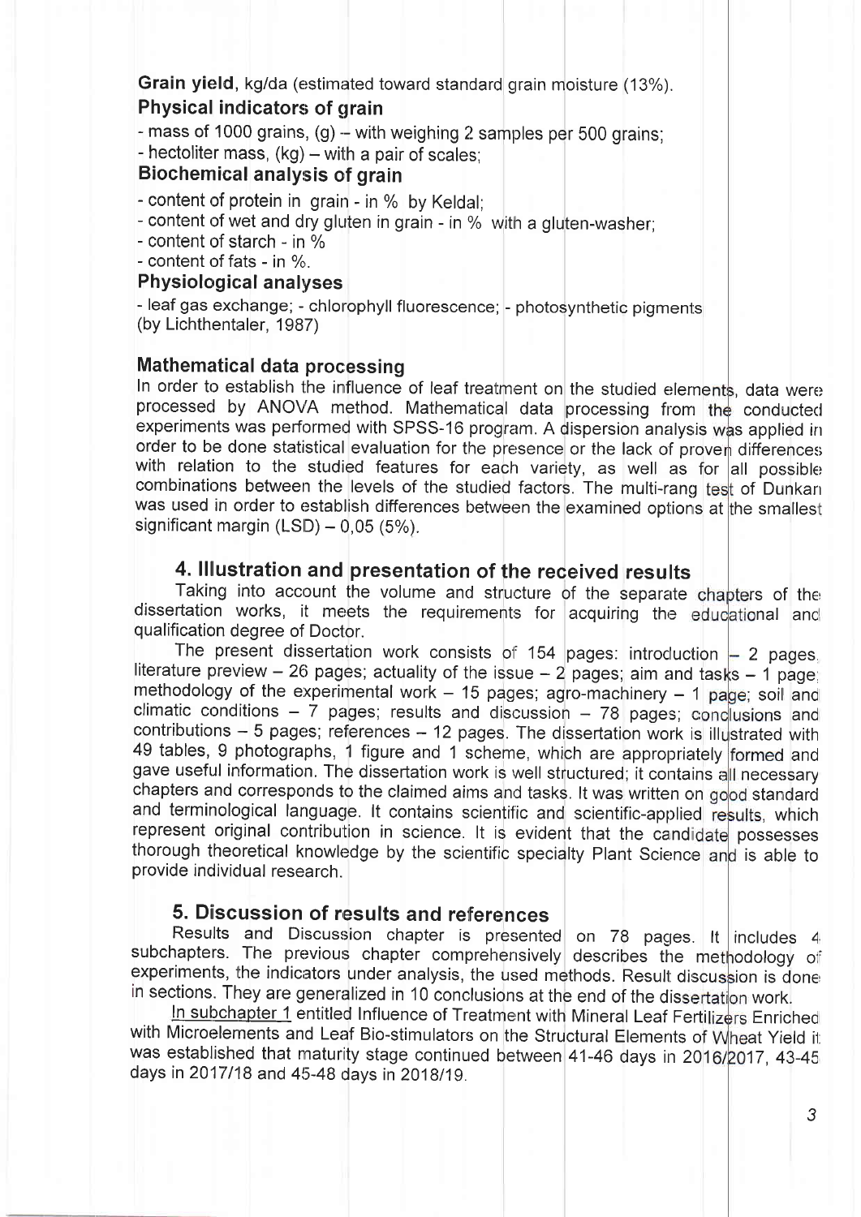**Grain yield**, kg/da (estimated toward standard grain moisture (13%).

### Physical indicators of grain

- mass of 1000 grains, (g) – with weighing 2 samples per 500 grains;
- hectoliter mass, (kg) – with a pair of scales;

### Biochemical analysis of grain

- content of protein in grain - in % by Keldal;
- content of wet and dry gluten in grain - in % with a gluten-washer;
- content of starch - in %
- content of fats - in %.

### Physiological analyses

- leaf gas exchange; - chlorophyll fluorescence; - photosynthetic pigments (by Lichthentaler, 1987)

### Mathematical data processing

In order to establish the influence of leaf treatment on the studied elements, data were processed by ANOVA method. Mathematical data processing from the conducted experiments was performed with SPSS-16 program. A dispersion analysis was applied in order to be done statistical evaluation for the presence or the lack of proven differences with relation to the studied features for each variety, as well as for all possible combinations between the levels of the studied factors. The multi-rang test of Dunkan was used in order to establish differences between the examined options at the smallest significant margin (LSD) – 0,05 (5%).

## 4. Illustration and presentation of the received results

Taking into account the volume and structure of the separate chapters of the dissertation works, it meets the requirements for acquiring the educational and qualification degree of Doctor.

The present dissertation work consists of 154 pages: introduction – 2 pages, literature preview – 26 pages; actuality of the issue – 2 pages; aim and tasks – 1 page; methodology of the experimental work – 15 pages; agro-machinery – 1 page; soil and climatic conditions – 7 pages; results and discussion – 78 pages; conclusions and contributions – 5 pages; references – 12 pages. The dissertation work is illustrated with 49 tables, 9 photographs, 1 figure and 1 scheme, which are appropriately formed and gave useful information. The dissertation work is well structured; it contains all necessary chapters and corresponds to the claimed aims and tasks. It was written on good standard and terminological language. It contains scientific and scientific-applied results, which represent original contribution in science. It is evident that the candidate possesses thorough theoretical knowledge by the scientific specialty Plant Science and is able to provide individual research.

## 5. Discussion of results and references

Results and Discussion chapter is presented on 78 pages. It includes 4 subchapters. The previous chapter comprehensively describes the methodology of experiments, the indicators under analysis, the used methods. Result discussion is done in sections. They are generalized in 10 conclusions at the end of the dissertation work.

<u>In subchapter 1</u> entitled Influence of Treatment with Mineral Leaf Fertilizers Enriched with Microelements and Leaf Bio-stimulators on the Structural Elements of Wheat Yield it was established that maturity stage continued between 41-46 days in 2016/2017, 43-45 days in 2017/18 and 45-48 days in 2018/19.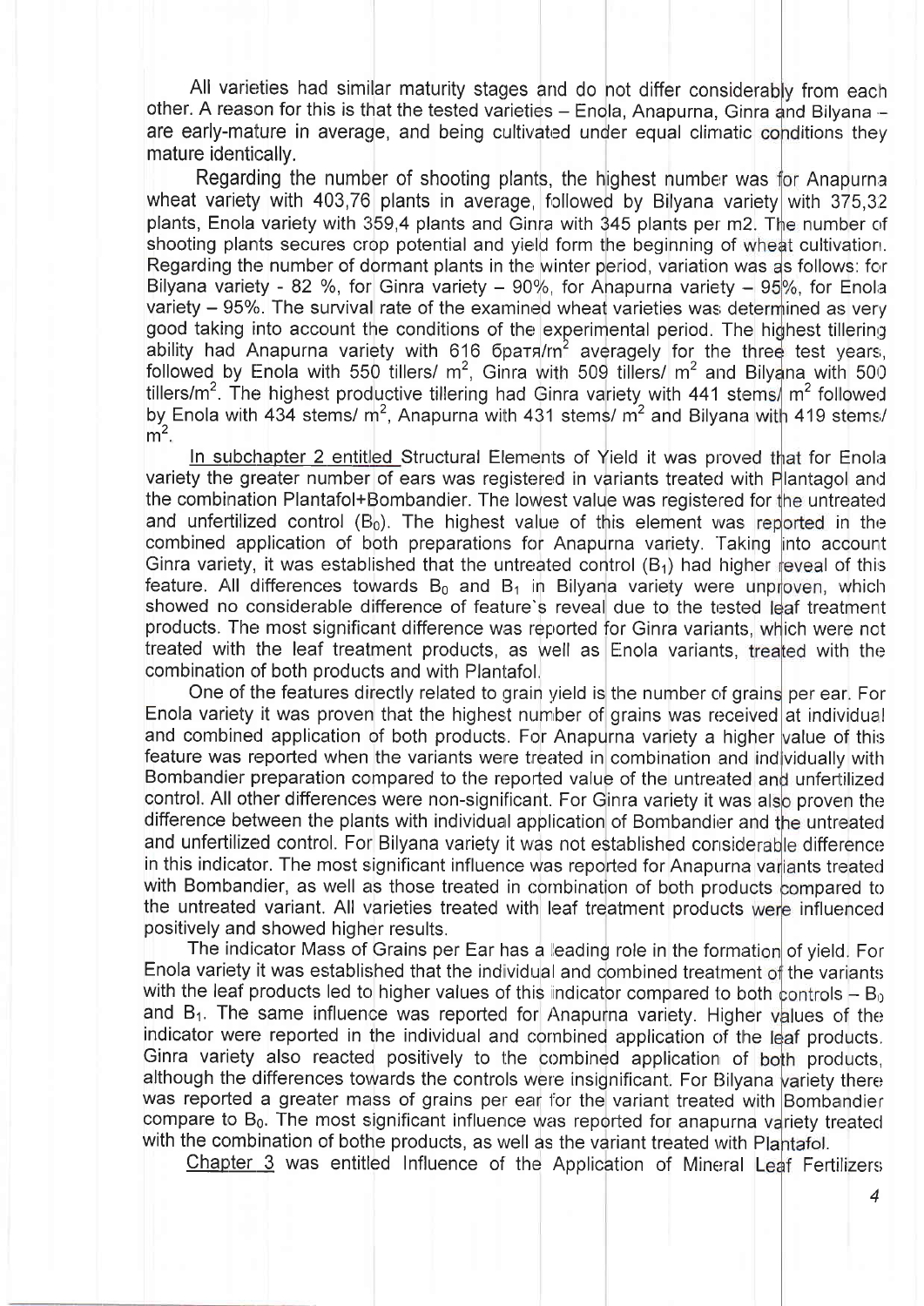All varieties had similar maturity stages and do not differ considerably from each other. A reason for this is that the tested varieties – Enola, Anapurna, Ginra and Bilyana – are early-mature in average, and being cultivated under equal climatic conditions they mature identically.

Regarding the number of shooting plants, the highest number was for Anapurna wheat variety with 403,76 plants in average, followed by Bilyana variety with 375,32 plants, Enola variety with 359,4 plants and Ginra with 345 plants per m2. The number of shooting plants secures crop potential and yield form the beginning of wheat cultivation. Regarding the number of dormant plants in the winter period, variation was as follows: for Bilyana variety - 82 %, for Ginra variety – 90%, for Anapurna variety – 95%, for Enola variety – 95%. The survival rate of the examined wheat varieties was determined as very good taking into account the conditions of the experimental period. The highest tillering ability had Anapurna variety with 616 братя/m$^2$ averagely for the three test years, followed by Enola with 550 tillers/ m$^2$, Ginra with 509 tillers/ m$^2$ and Bilyana with 500 tillers/m$^2$. The highest productive tillering had Ginra variety with 441 stems/ m$^2$ followed by Enola with 434 stems/ m$^2$, Anapurna with 431 stems/ m$^2$ and Bilyana with 419 stems/ m$^2$.

In subchapter 2 entitled Structural Elements of Yield it was proved that for Enola variety the greater number of ears was registered in variants treated with Plantagol and the combination Plantafol+Bombandier. The lowest value was registered for the untreated and unfertilized control ($B_0$). The highest value of this element was reported in the combined application of both preparations for Anapurna variety. Taking into account Ginra variety, it was established that the untreated control ($B_1$) had higher reveal of this feature. All differences towards $B_0$ and $B_1$ in Bilyana variety were unproven, which showed no considerable difference of feature`s reveal due to the tested leaf treatment products. The most significant difference was reported for Ginra variants, which were not treated with the leaf treatment products, as well as Enola variants, treated with the combination of both products and with Plantafol.

One of the features directly related to grain yield is the number of grains per ear. For Enola variety it was proven that the highest number of grains was received at individual and combined application of both products. For Anapurna variety a higher value of this feature was reported when the variants were treated in combination and individually with Bombandier preparation compared to the reported value of the untreated and unfertilized control. All other differences were non-significant. For Ginra variety it was also proven the difference between the plants with individual application of Bombandier and the untreated and unfertilized control. For Bilyana variety it was not established considerable difference in this indicator. The most significant influence was reported for Anapurna variants treated with Bombandier, as well as those treated in combination of both products compared to the untreated variant. All varieties treated with leaf treatment products were influenced positively and showed higher results.

The indicator Mass of Grains per Ear has a leading role in the formation of yield. For Enola variety it was established that the individual and combined treatment of the variants with the leaf products led to higher values of this indicator compared to both controls – $B_0$ and $B_1$. The same influence was reported for Anapurna variety. Higher values of the indicator were reported in the individual and combined application of the leaf products. Ginra variety also reacted positively to the combined application of both products, although the differences towards the controls were insignificant. For Bilyana variety there was reported a greater mass of grains per ear for the variant treated with Bombandier compare to $B_0$. The most significant influence was reported for anapurna variety treated with the combination of bothe products, as well as the variant treated with Plantafol.

Chapter 3 was entitled Influence of the Application of Mineral Leaf Fertilizers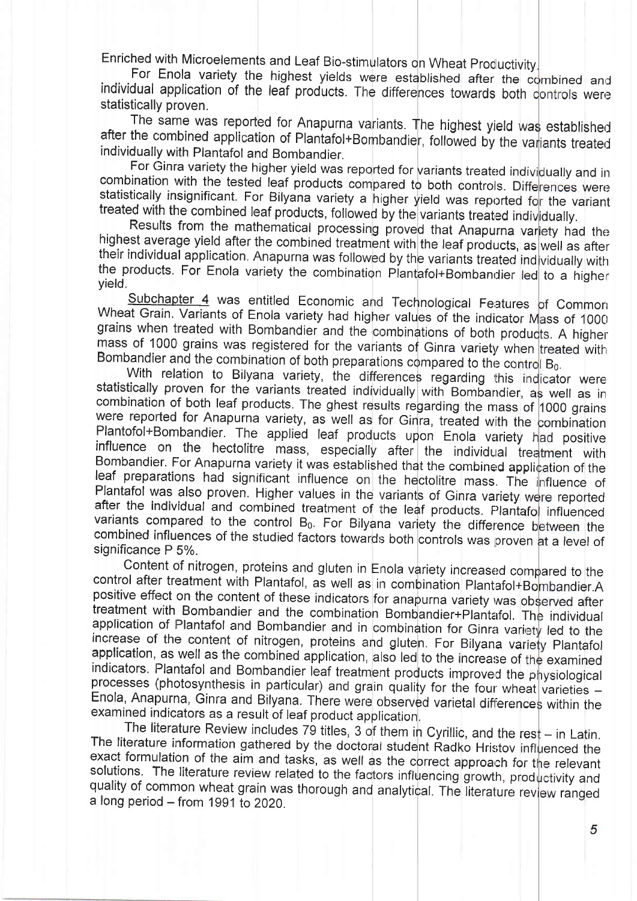Enriched with Microelements and Leaf Bio-stimulators on Wheat Productivity.

For Enola variety the highest yields were established after the combined and individual application of the leaf products. The differences towards both controls were statistically proven.

The same was reported for Anapurna variants. The highest yield was established after the combined application of Plantafol+Bombandier, followed by the variants treated individually with Plantafol and Bombandier.

For Ginra variety the higher yield was reported for variants treated individually and in combination with the tested leaf products compared to both controls. Differences were statistically insignificant. For Bilyana variety a higher yield was reported for the variant treated with the combined leaf products, followed by the variants treated individually.

Results from the mathematical processing proved that Anapurna variety had the highest average yield after the combined treatment with the leaf products, as well as after their individual application. Anapurna was followed by the variants treated individually with the products. For Enola variety the combination Plantafol+Bombandier led to a higher yield.

Subchapter 4 was entitled Economic and Technological Features of Common Wheat Grain. Variants of Enola variety had higher values of the indicator Mass of 1000 grains when treated with Bombandier and the combinations of both products. A higher mass of 1000 grains was registered for the variants of Ginra variety when treated with Bombandier and the combination of both preparations compared to the control $B_0$.

With relation to Bilyana variety, the differences regarding this indicator were statistically proven for the variants treated individually with Bombandier, as well as in combination of both leaf products. The ghest results regarding the mass of 1000 grains were reported for Anapurna variety, as well as for Ginra, treated with the combination Plantofol+Bombandier. The applied leaf products upon Enola variety had positive influence on the hectolitre mass, especially after the individual treatment with Bombandier. For Anapurna variety it was established that the combined application of the leaf preparations had significant influence on the hectolitre mass. The influence of Plantafol was also proven. Higher values in the variants of Ginra variety were reported after the individual and combined treatment of the leaf products. Plantafol influenced variants compared to the control $B_0$. For Bilyana variety the difference between the combined influences of the studied factors towards both controls was proven at a level of significance P 5%.

Content of nitrogen, proteins and gluten in Enola variety increased compared to the control after treatment with Plantafol, as well as in combination Plantafol+Bombandier.A positive effect on the content of these indicators for anapurna variety was observed after treatment with Bombandier and the combination Bombandier+Plantafol. The individual application of Plantafol and Bombandier and in combination for Ginra variety led to the increase of the content of nitrogen, proteins and gluten. For Bilyana variety Plantafol application, as well as the combined application, also led to the increase of the examined indicators. Plantafol and Bombandier leaf treatment products improved the physiological processes (photosynthesis in particular) and grain quality for the four wheat varieties – Enola, Anapurna, Ginra and Bilyana. There were observed varietal differences within the examined indicators as a result of leaf product application.

The literature Review includes 79 titles, 3 of them in Cyrillic, and the rest – in Latin. The literature information gathered by the doctoral student Radko Hristov influenced the exact formulation of the aim and tasks, as well as the correct approach for the relevant solutions. The literature review related to the factors influencing growth, productivity and quality of common wheat grain was thorough and analytical. The literature review ranged a long period – from 1991 to 2020.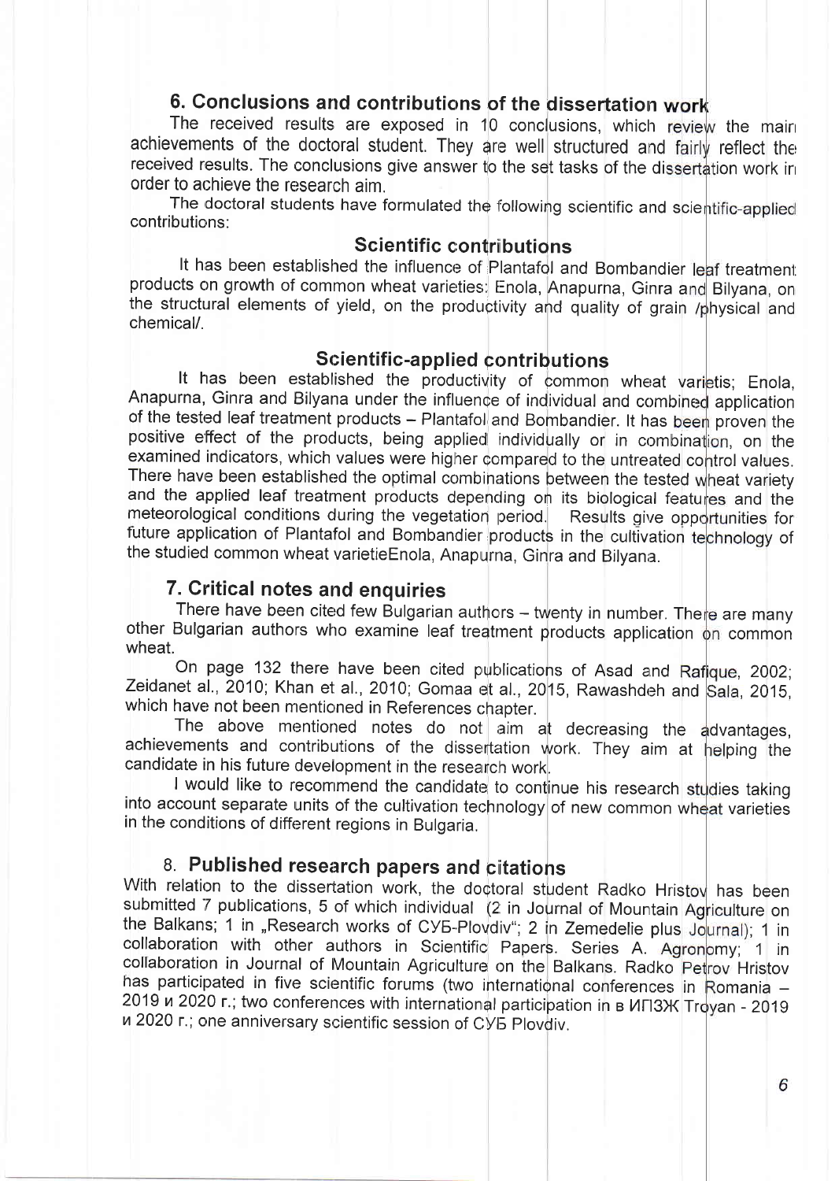## 6. Conclusions and contributions of the dissertation work

The received results are exposed in 10 conclusions, which review the main achievements of the doctoral student. They are well structured and fairly reflect the received results. The conclusions give answer to the set tasks of the dissertation work in order to achieve the research aim.

The doctoral students have formulated the following scientific and scientific-applied contributions:

### Scientific contributions

It has been established the influence of Plantafol and Bombandier leaf treatment products on growth of common wheat varieties: Enola, Anapurna, Ginra and Bilyana, on the structural elements of yield, on the productivity and quality of grain /physical and chemical/.

### Scientific-applied contributions

It has been established the productivity of common wheat varietis; Enola, Anapurna, Ginra and Bilyana under the influence of individual and combined application of the tested leaf treatment products – Plantafol and Bombandier. It has been proven the positive effect of the products, being applied individually or in combination, on the examined indicators, which values were higher compared to the untreated control values. There have been established the optimal combinations between the tested wheat variety and the applied leaf treatment products depending on its biological features and the meteorological conditions during the vegetation period. Results give opportunities for future application of Plantafol and Bombandier products in the cultivation technology of the studied common wheat varietieEnola, Anapurna, Ginra and Bilyana.

## 7. Critical notes and enquiries

There have been cited few Bulgarian authors – twenty in number. There are many other Bulgarian authors who examine leaf treatment products application on common wheat.

On page 132 there have been cited publications of Asad and Rafique, 2002; Zeidanet al., 2010; Khan et al., 2010; Gomaa et al., 2015, Rawashdeh and Sala, 2015, which have not been mentioned in References chapter.

The above mentioned notes do not aim at decreasing the advantages, achievements and contributions of the dissertation work. They aim at helping the candidate in his future development in the research work.

I would like to recommend the candidate to continue his research studies taking into account separate units of the cultivation technology of new common wheat varieties in the conditions of different regions in Bulgaria.

## 8. Published research papers and citations

With relation to the dissertation work, the doctoral student Radko Hristov has been submitted 7 publications, 5 of which individual (2 in Journal of Mountain Agriculture on the Balkans; 1 in „Research works of СУБ-Plovdiv"; 2 in Zemedelie plus Journal); 1 in collaboration with other authors in Scientific Papers. Series A. Agronomy; 1 in collaboration in Journal of Mountain Agriculture on the Balkans. Radko Petrov Hristov has participated in five scientific forums (two international conferences in Romania – 2019 и 2020 г.; two conferences with international participation in в ИПЗЖ Troyan - 2019 и 2020 г.; one anniversary scientific session of СУБ Plovdiv.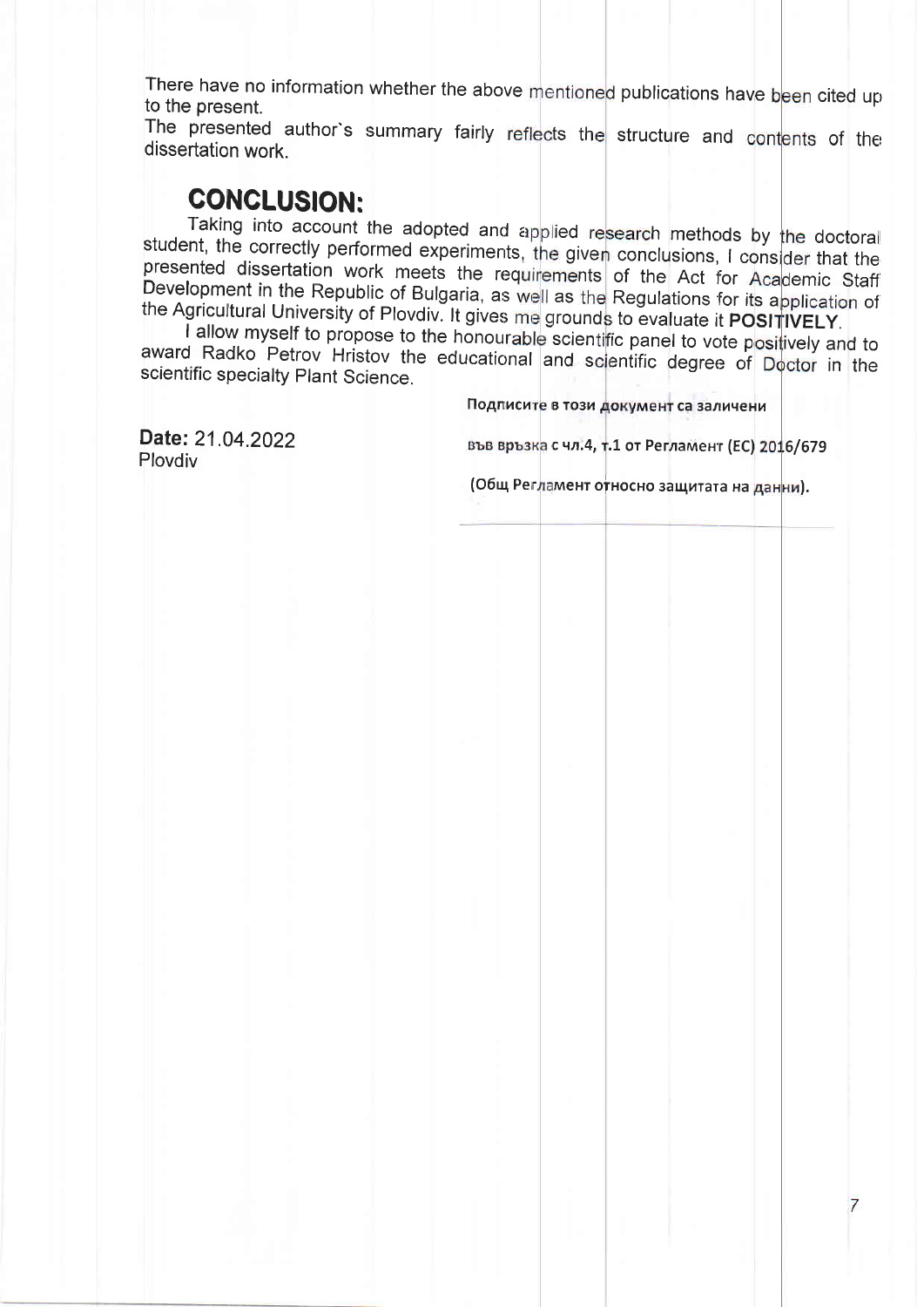There have no information whether the above mentioned publications have been cited up to the present.

The presented author`s summary fairly reflects the structure and contents of the dissertation work.

## CONCLUSION:

Taking into account the adopted and applied research methods by the doctoral student, the correctly performed experiments, the given conclusions, I consider that the presented dissertation work meets the requirements of the Act for Academic Staff Development in the Republic of Bulgaria, as well as the Regulations for its application of the Agricultural University of Plovdiv. It gives me grounds to evaluate it **POSITIVELY**.

I allow myself to propose to the honourable scientific panel to vote positively and to award Radko Petrov Hristov the educational and scientific degree of Doctor in the scientific specialty Plant Science.

Подписите в този документ са заличени

във връзка с чл.4, т.1 от Регламент (ЕС) 2016/679

(Общ Регламент относно защитата на данни).

**Date:** 21.04.2022
Plovdiv